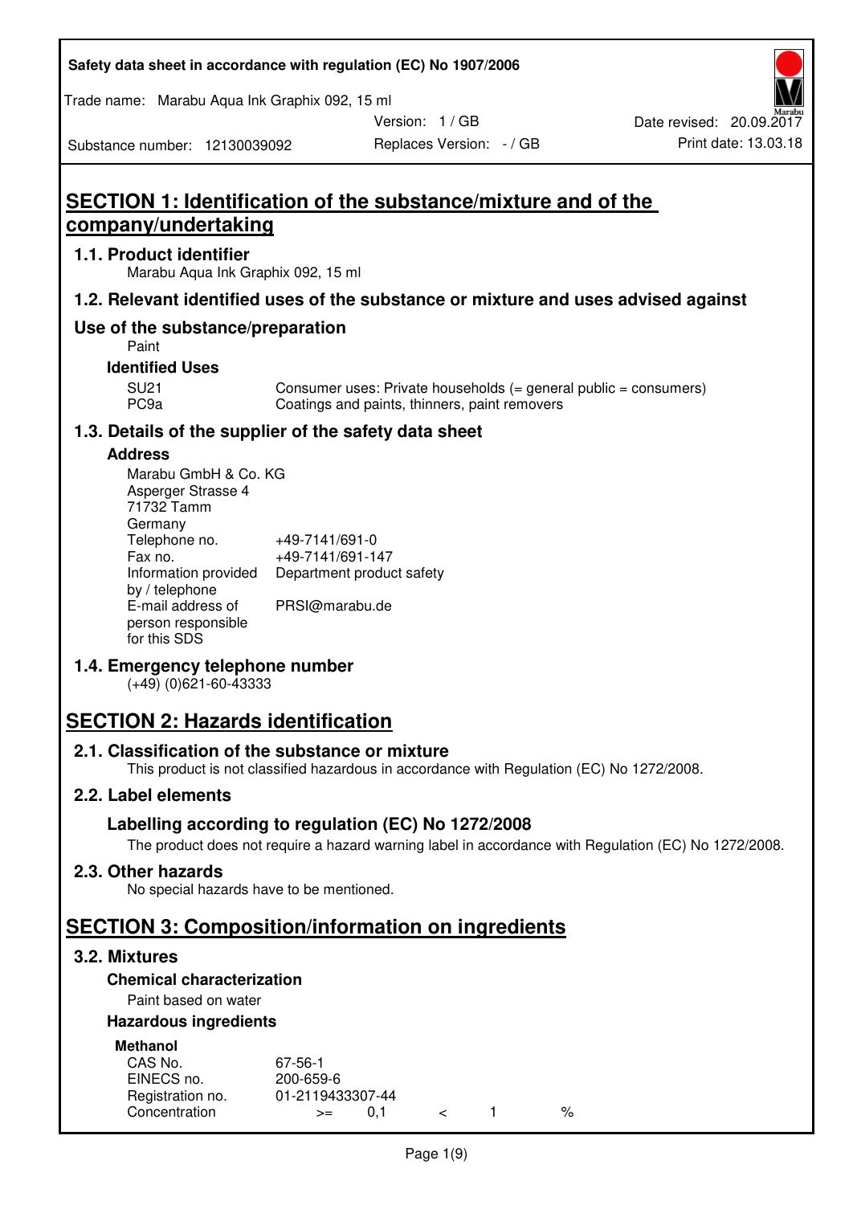# SECTION 1: Identification of the substance/mixture and of the company/undertaking

## 1.1. Product identifier

Marabu Aqua Ink Graphix 092, 15 ml

## 1.2. Relevant identified uses of the substance or mixture and uses advised against

### Use of the substance/preparation

Paint

**Identified Uses**

| | |
|---|---|
| SU21 | Consumer uses: Private households (= general public = consumers) |
| PC9a | Coatings and paints, thinners, paint removers |

## 1.3. Details of the supplier of the safety data sheet

**Address**

Marabu GmbH & Co. KG
Asperger Strasse 4
71732 Tamm
Germany

| | |
|---|---|
| Telephone no. | +49-7141/691-0 |
| Fax no. | +49-7141/691-147 |
| Information provided by / telephone | Department product safety |
| E-mail address of person responsible for this SDS | PRSI@marabu.de |

## 1.4. Emergency telephone number

(+49) (0)621-60-43333

# SECTION 2: Hazards identification

## 2.1. Classification of the substance or mixture

This product is not classified hazardous in accordance with Regulation (EC) No 1272/2008.

## 2.2. Label elements

### Labelling according to regulation (EC) No 1272/2008

The product does not require a hazard warning label in accordance with Regulation (EC) No 1272/2008.

## 2.3. Other hazards

No special hazards have to be mentioned.

# SECTION 3: Composition/information on ingredients

## 3.2. Mixtures

**Chemical characterization**

Paint based on water

**Hazardous ingredients**

**Methanol**

| | |
|---|---|
| CAS No. | 67-56-1 |
| EINECS no. | 200-659-6 |
| Registration no. | 01-2119433307-44 |
| Concentration | >= 0,1 < 1 % |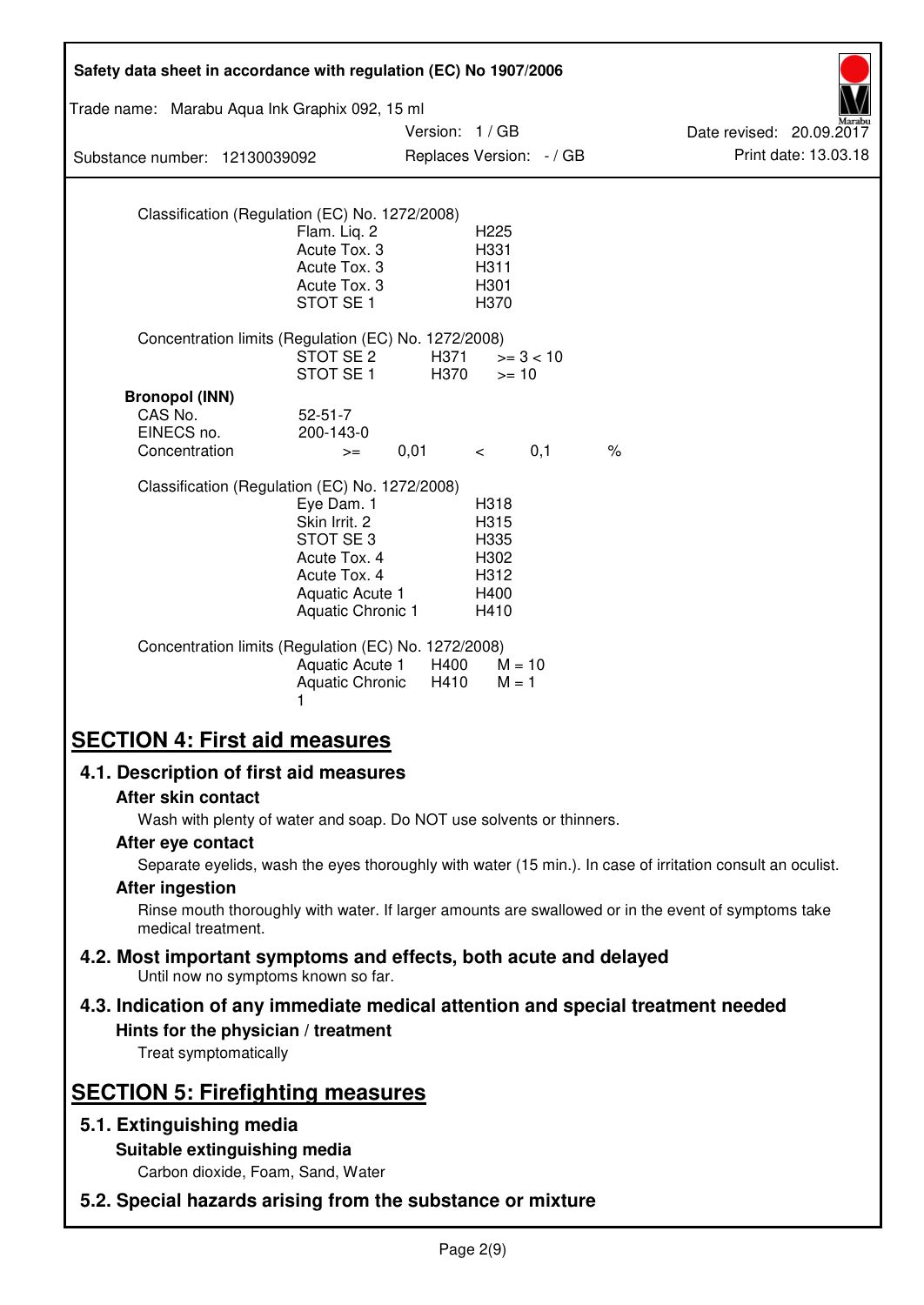Classification (Regulation (EC) No. 1272/2008)

| | |
|---|---|
| Flam. Liq. 2 | H225 |
| Acute Tox. 3 | H331 |
| Acute Tox. 3 | H311 |
| Acute Tox. 3 | H301 |
| STOT SE 1 | H370 |

Concentration limits (Regulation (EC) No. 1272/2008)

| | | |
|---|---|---|
| STOT SE 2 | H371 | >= 3 < 10 |
| STOT SE 1 | H370 | >= 10 |

**Bronopol (INN)**

| | | | | | |
|---|---|---|---|---|---|
| CAS No. | 52-51-7 | | | | |
| EINECS no. | 200-143-0 | | | | |
| Concentration | >= | 0,01 | < | 0,1 | % |

Classification (Regulation (EC) No. 1272/2008)

| | |
|---|---|
| Eye Dam. 1 | H318 |
| Skin Irrit. 2 | H315 |
| STOT SE 3 | H335 |
| Acute Tox. 4 | H302 |
| Acute Tox. 4 | H312 |
| Aquatic Acute 1 | H400 |
| Aquatic Chronic 1 | H410 |

Concentration limits (Regulation (EC) No. 1272/2008)

| | | |
|---|---|---|
| Aquatic Acute 1 | H400 | M = 10 |
| Aquatic Chronic 1 | H410 | M = 1 |

# SECTION 4: First aid measures

## 4.1. Description of first aid measures

### After skin contact

Wash with plenty of water and soap. Do NOT use solvents or thinners.

### After eye contact

Separate eyelids, wash the eyes thoroughly with water (15 min.). In case of irritation consult an oculist.

### After ingestion

Rinse mouth thoroughly with water. If larger amounts are swallowed or in the event of symptoms take medical treatment.

## 4.2. Most important symptoms and effects, both acute and delayed

Until now no symptoms known so far.

## 4.3. Indication of any immediate medical attention and special treatment needed

### Hints for the physician / treatment

Treat symptomatically

# SECTION 5: Firefighting measures

## 5.1. Extinguishing media

### Suitable extinguishing media

Carbon dioxide, Foam, Sand, Water

## 5.2. Special hazards arising from the substance or mixture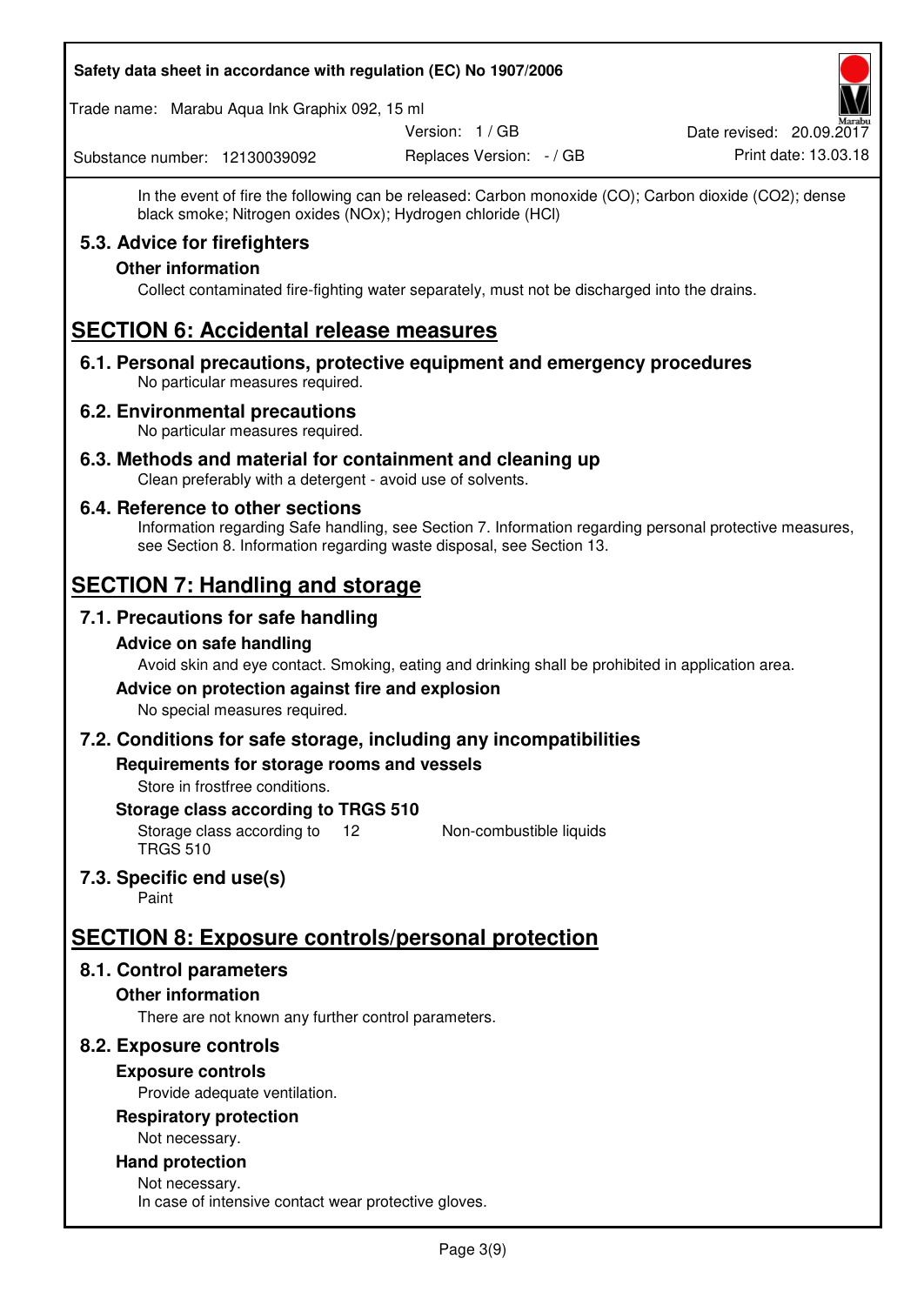In the event of fire the following can be released: Carbon monoxide (CO); Carbon dioxide (CO2); dense black smoke; Nitrogen oxides (NOx); Hydrogen chloride (HCl)

### 5.3. Advice for firefighters

**Other information**

Collect contaminated fire-fighting water separately, must not be discharged into the drains.

## SECTION 6: Accidental release measures

### 6.1. Personal precautions, protective equipment and emergency procedures

No particular measures required.

### 6.2. Environmental precautions

No particular measures required.

### 6.3. Methods and material for containment and cleaning up

Clean preferably with a detergent - avoid use of solvents.

### 6.4. Reference to other sections

Information regarding Safe handling, see Section 7. Information regarding personal protective measures, see Section 8. Information regarding waste disposal, see Section 13.

## SECTION 7: Handling and storage

### 7.1. Precautions for safe handling

**Advice on safe handling**

Avoid skin and eye contact. Smoking, eating and drinking shall be prohibited in application area.

**Advice on protection against fire and explosion**

No special measures required.

### 7.2. Conditions for safe storage, including any incompatibilities

**Requirements for storage rooms and vessels**

Store in frostfree conditions.

**Storage class according to TRGS 510**

| Storage class according to TRGS 510 | 12 | Non-combustible liquids |
|---|---|---|

### 7.3. Specific end use(s)

Paint

## SECTION 8: Exposure controls/personal protection

### 8.1. Control parameters

**Other information**

There are not known any further control parameters.

### 8.2. Exposure controls

**Exposure controls**

Provide adequate ventilation.

**Respiratory protection**

Not necessary.

**Hand protection**

Not necessary.
In case of intensive contact wear protective gloves.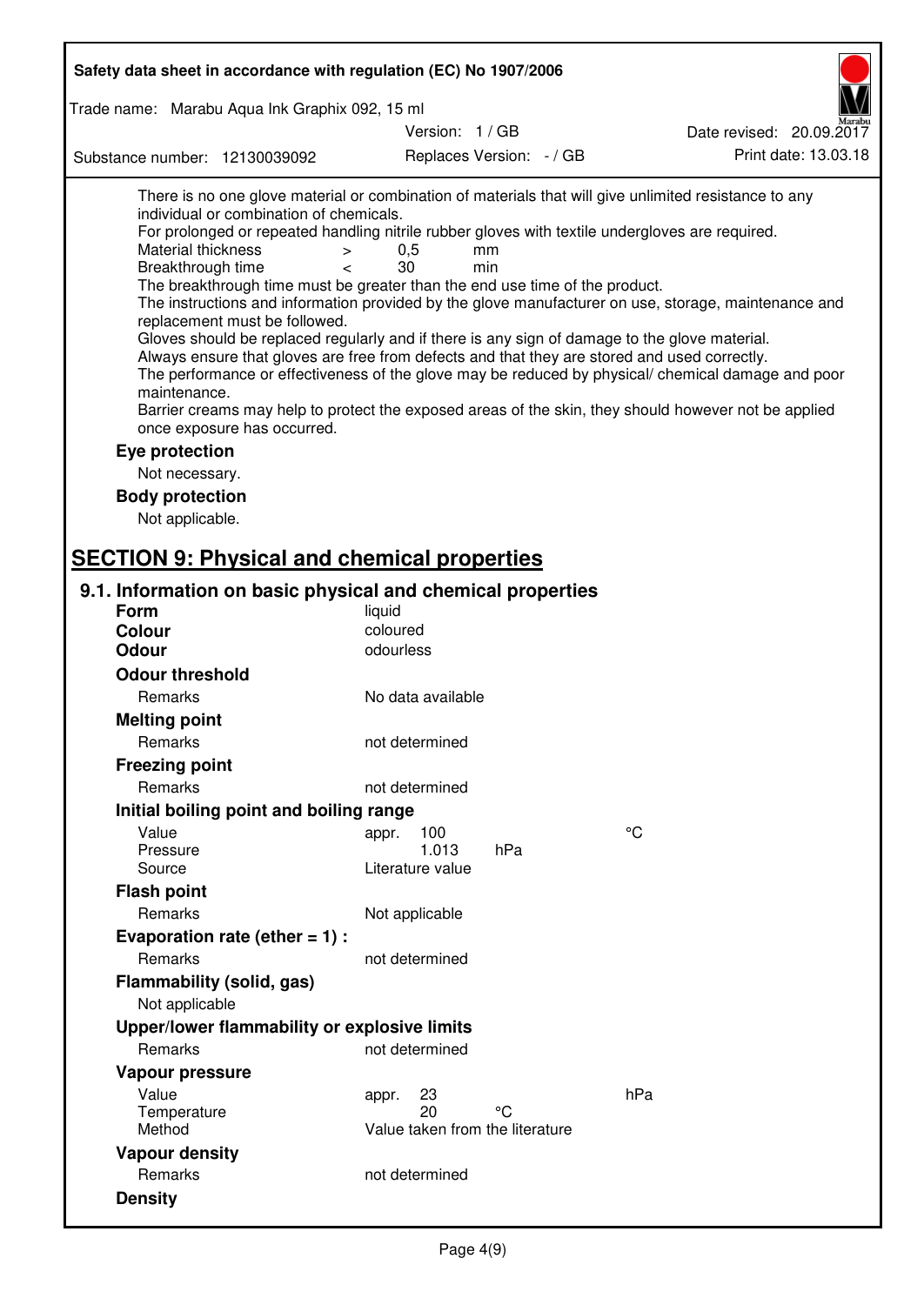There is no one glove material or combination of materials that will give unlimited resistance to any individual or combination of chemicals.

For prolonged or repeated handling nitrile rubber gloves with textile undergloves are required.

| | | | |
|---|---|---|---|
| Material thickness | > | 0,5 | mm |
| Breakthrough time | < | 30 | min |

The breakthrough time must be greater than the end use time of the product.

The instructions and information provided by the glove manufacturer on use, storage, maintenance and replacement must be followed.

Gloves should be replaced regularly and if there is any sign of damage to the glove material.

Always ensure that gloves are free from defects and that they are stored and used correctly.

The performance or effectiveness of the glove may be reduced by physical/ chemical damage and poor maintenance.

Barrier creams may help to protect the exposed areas of the skin, they should however not be applied once exposure has occurred.

**Eye protection**

Not necessary.

**Body protection**

Not applicable.

# SECTION 9: Physical and chemical properties

## 9.1. Information on basic physical and chemical properties

**Form** liquid

**Colour** coloured

**Odour** odourless

**Odour threshold**

| | |
|---|---|
| Remarks | No data available |

**Melting point**

| | |
|---|---|
| Remarks | not determined |

**Freezing point**

| | |
|---|---|
| Remarks | not determined |

**Initial boiling point and boiling range**

| | | | |
|---|---|---|---|
| Value | appr. 100 | | °C |
| Pressure | 1.013 | hPa | |
| Source | Literature value | | |

**Flash point**

| | |
|---|---|
| Remarks | Not applicable |

**Evaporation rate (ether = 1) :**

| | |
|---|---|
| Remarks | not determined |

**Flammability (solid, gas)**

Not applicable

**Upper/lower flammability or explosive limits**

| | |
|---|---|
| Remarks | not determined |

**Vapour pressure**

| | | | |
|---|---|---|---|
| Value | appr. 23 | | hPa |
| Temperature | 20 | °C | |
| Method | Value taken from the literature | | |

**Vapour density**

| | |
|---|---|
| Remarks | not determined |

**Density**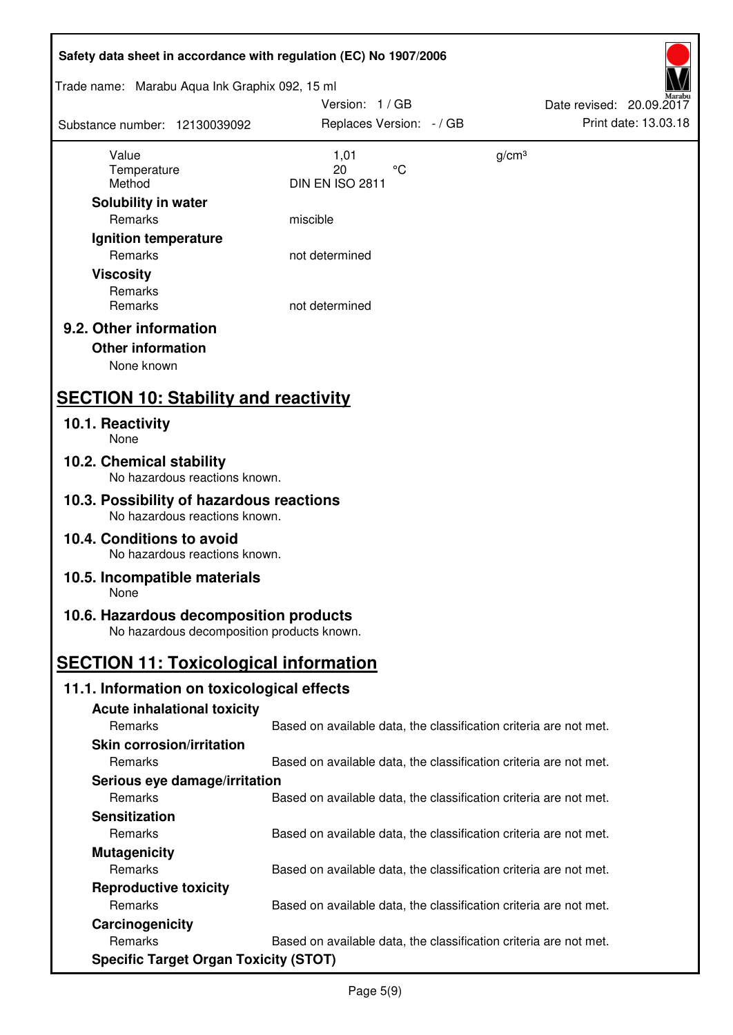| | | |
|---|---|---|
| Value | 1,01 | g/cm³ |
| Temperature | 20 °C | |
| Method | DIN EN ISO 2811 | |

**Solubility in water**

| | |
|---|---|
| Remarks | miscible |

**Ignition temperature**

| | |
|---|---|
| Remarks | not determined |

**Viscosity**

| | |
|---|---|
| Remarks | |
| Remarks | not determined |

### 9.2. Other information

**Other information**

None known

## SECTION 10: Stability and reactivity

### 10.1. Reactivity

None

### 10.2. Chemical stability

No hazardous reactions known.

### 10.3. Possibility of hazardous reactions

No hazardous reactions known.

### 10.4. Conditions to avoid

No hazardous reactions known.

### 10.5. Incompatible materials

None

### 10.6. Hazardous decomposition products

No hazardous decomposition products known.

## SECTION 11: Toxicological information

### 11.1. Information on toxicological effects

**Acute inhalational toxicity**

| | |
|---|---|
| Remarks | Based on available data, the classification criteria are not met. |

**Skin corrosion/irritation**

| | |
|---|---|
| Remarks | Based on available data, the classification criteria are not met. |

**Serious eye damage/irritation**

| | |
|---|---|
| Remarks | Based on available data, the classification criteria are not met. |

**Sensitization**

| | |
|---|---|
| Remarks | Based on available data, the classification criteria are not met. |

**Mutagenicity**

| | |
|---|---|
| Remarks | Based on available data, the classification criteria are not met. |

**Reproductive toxicity**

| | |
|---|---|
| Remarks | Based on available data, the classification criteria are not met. |

**Carcinogenicity**

| | |
|---|---|
| Remarks | Based on available data, the classification criteria are not met. |

**Specific Target Organ Toxicity (STOT)**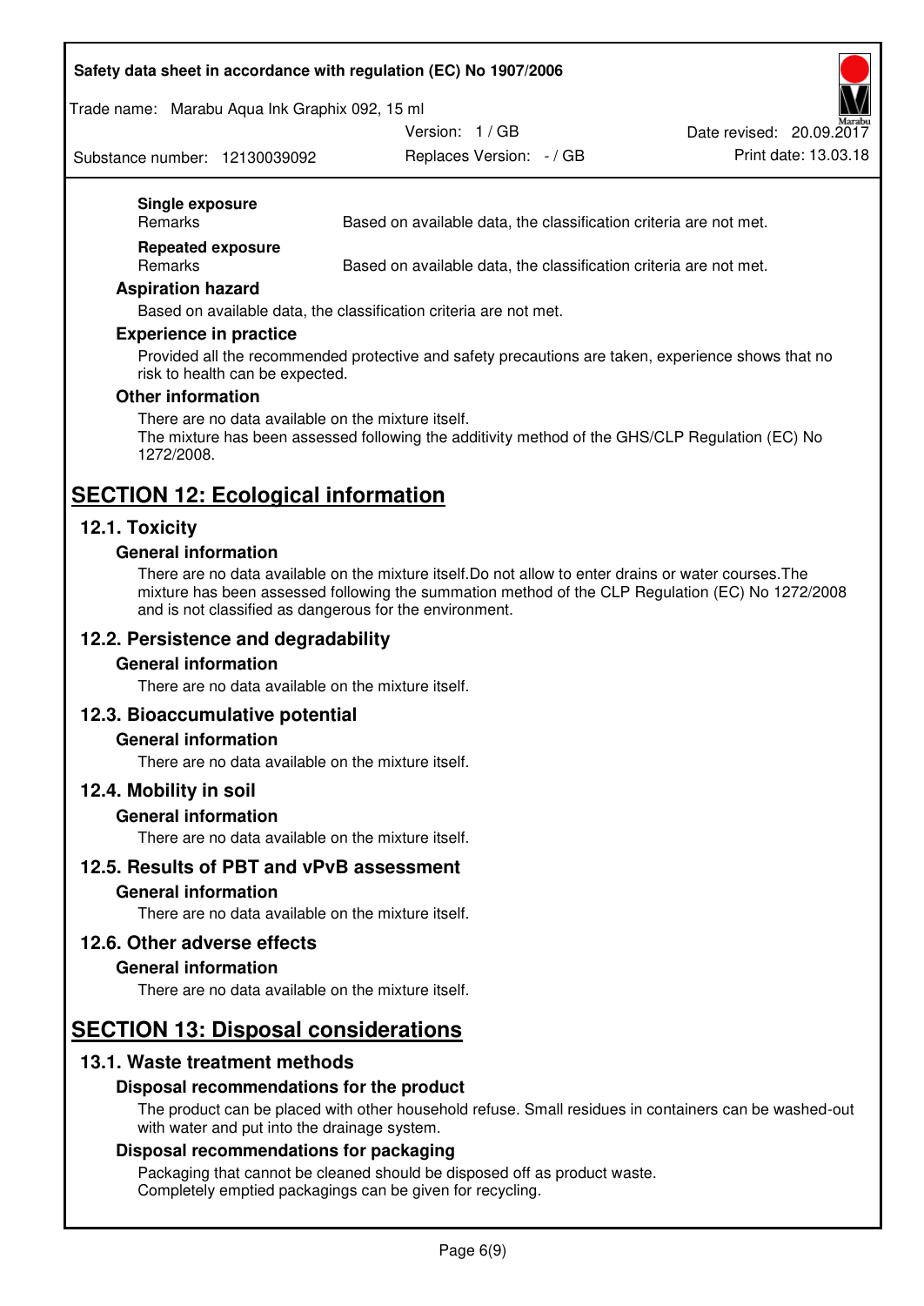**Single exposure**

Remarks: Based on available data, the classification criteria are not met.

**Repeated exposure**

Remarks: Based on available data, the classification criteria are not met.

### Aspiration hazard

Based on available data, the classification criteria are not met.

### Experience in practice

Provided all the recommended protective and safety precautions are taken, experience shows that no risk to health can be expected.

### Other information

There are no data available on the mixture itself.
The mixture has been assessed following the additivity method of the GHS/CLP Regulation (EC) No 1272/2008.

# SECTION 12: Ecological information

## 12.1. Toxicity

### General information

There are no data available on the mixture itself.Do not allow to enter drains or water courses.The mixture has been assessed following the summation method of the CLP Regulation (EC) No 1272/2008 and is not classified as dangerous for the environment.

## 12.2. Persistence and degradability

### General information

There are no data available on the mixture itself.

## 12.3. Bioaccumulative potential

### General information

There are no data available on the mixture itself.

## 12.4. Mobility in soil

### General information

There are no data available on the mixture itself.

## 12.5. Results of PBT and vPvB assessment

### General information

There are no data available on the mixture itself.

## 12.6. Other adverse effects

### General information

There are no data available on the mixture itself.

# SECTION 13: Disposal considerations

## 13.1. Waste treatment methods

### Disposal recommendations for the product

The product can be placed with other household refuse. Small residues in containers can be washed-out with water and put into the drainage system.

### Disposal recommendations for packaging

Packaging that cannot be cleaned should be disposed off as product waste.
Completely emptied packagings can be given for recycling.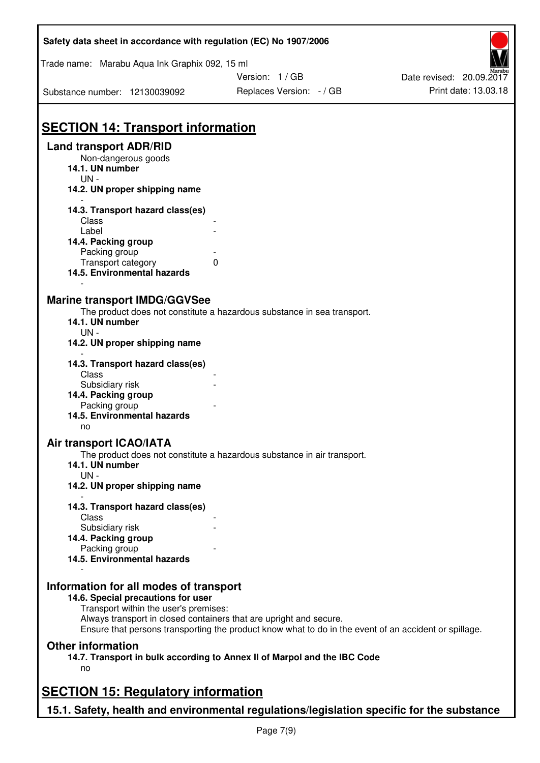# SECTION 14: Transport information

## Land transport ADR/RID

Non-dangerous goods

**14.1. UN number**

UN -

**14.2. UN proper shipping name**

-

**14.3. Transport hazard class(es)**

| | |
|---|---|
| Class | - |
| Label | - |

**14.4. Packing group**

| | |
|---|---|
| Packing group | - |
| Transport category | 0 |

**14.5. Environmental hazards**

-

## Marine transport IMDG/GGVSee

The product does not constitute a hazardous substance in sea transport.

**14.1. UN number**

UN -

**14.2. UN proper shipping name**

-

**14.3. Transport hazard class(es)**

| | |
|---|---|
| Class | - |
| Subsidiary risk | - |

**14.4. Packing group**

| | |
|---|---|
| Packing group | - |

**14.5. Environmental hazards**

no

## Air transport ICAO/IATA

The product does not constitute a hazardous substance in air transport.

**14.1. UN number**

UN -

**14.2. UN proper shipping name**

-

**14.3. Transport hazard class(es)**

| | |
|---|---|
| Class | - |
| Subsidiary risk | - |

**14.4. Packing group**

| | |
|---|---|
| Packing group | - |

**14.5. Environmental hazards**

-

## Information for all modes of transport

**14.6. Special precautions for user**

Transport within the user's premises:
Always transport in closed containers that are upright and secure.
Ensure that persons transporting the product know what to do in the event of an accident or spillage.

## Other information

**14.7. Transport in bulk according to Annex II of Marpol and the IBC Code**

no

# SECTION 15: Regulatory information

## 15.1. Safety, health and environmental regulations/legislation specific for the substance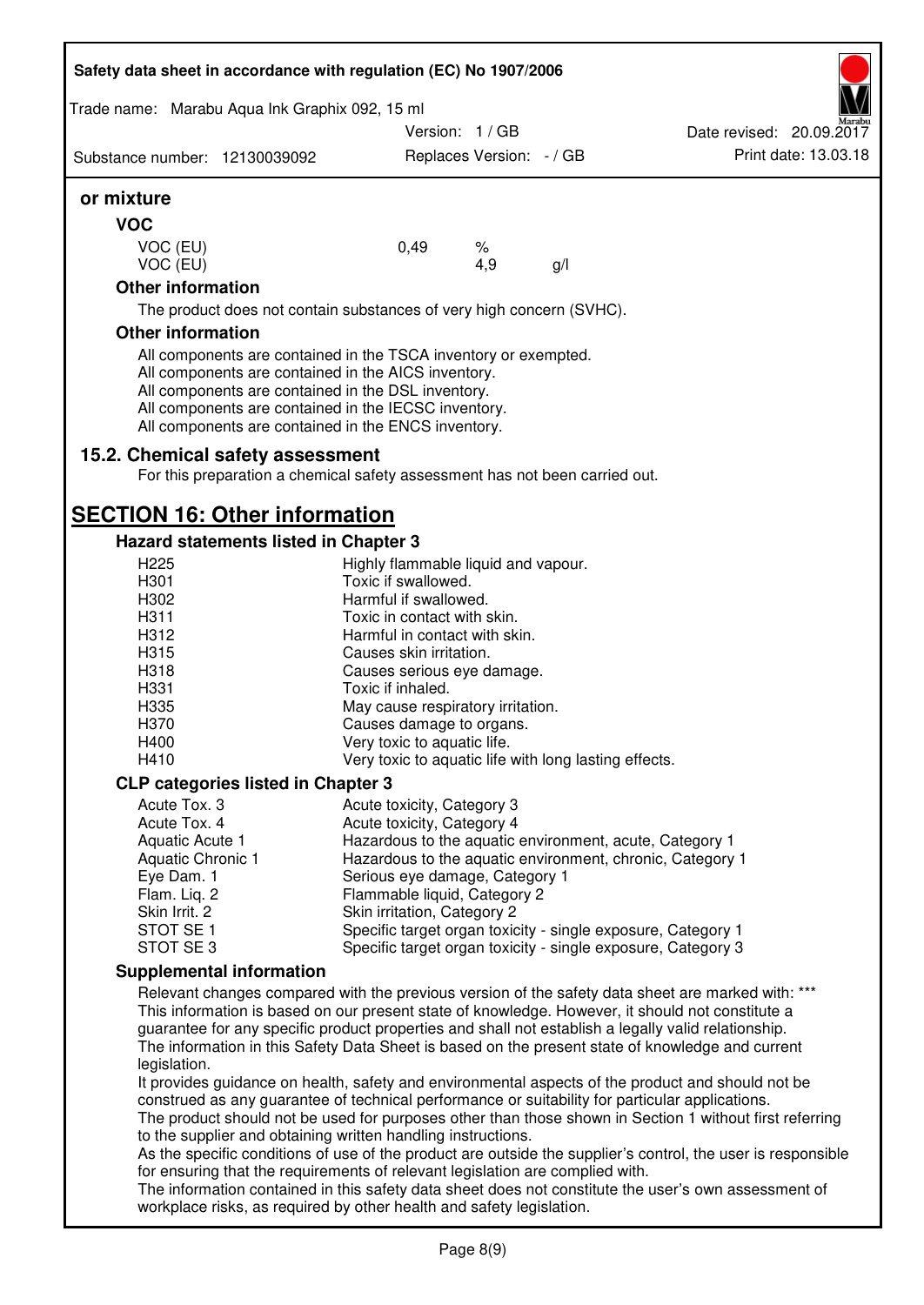**or mixture**

### VOC

| | | | |
|---|---|---|---|
| VOC (EU) | 0,49 | % | |
| VOC (EU) | | 4,9 | g/l |

### Other information

The product does not contain substances of very high concern (SVHC).

### Other information

All components are contained in the TSCA inventory or exempted.
All components are contained in the AICS inventory.
All components are contained in the DSL inventory.
All components are contained in the IECSC inventory.
All components are contained in the ENCS inventory.

## 15.2. Chemical safety assessment

For this preparation a chemical safety assessment has not been carried out.

# SECTION 16: Other information

### Hazard statements listed in Chapter 3

| | |
|---|---|
| H225 | Highly flammable liquid and vapour. |
| H301 | Toxic if swallowed. |
| H302 | Harmful if swallowed. |
| H311 | Toxic in contact with skin. |
| H312 | Harmful in contact with skin. |
| H315 | Causes skin irritation. |
| H318 | Causes serious eye damage. |
| H331 | Toxic if inhaled. |
| H335 | May cause respiratory irritation. |
| H370 | Causes damage to organs. |
| H400 | Very toxic to aquatic life. |
| H410 | Very toxic to aquatic life with long lasting effects. |

### CLP categories listed in Chapter 3

| | |
|---|---|
| Acute Tox. 3 | Acute toxicity, Category 3 |
| Acute Tox. 4 | Acute toxicity, Category 4 |
| Aquatic Acute 1 | Hazardous to the aquatic environment, acute, Category 1 |
| Aquatic Chronic 1 | Hazardous to the aquatic environment, chronic, Category 1 |
| Eye Dam. 1 | Serious eye damage, Category 1 |
| Flam. Liq. 2 | Flammable liquid, Category 2 |
| Skin Irrit. 2 | Skin irritation, Category 2 |
| STOT SE 1 | Specific target organ toxicity - single exposure, Category 1 |
| STOT SE 3 | Specific target organ toxicity - single exposure, Category 3 |

### Supplemental information

Relevant changes compared with the previous version of the safety data sheet are marked with: ***
This information is based on our present state of knowledge. However, it should not constitute a guarantee for any specific product properties and shall not establish a legally valid relationship.
The information in this Safety Data Sheet is based on the present state of knowledge and current legislation.
It provides guidance on health, safety and environmental aspects of the product and should not be construed as any guarantee of technical performance or suitability for particular applications.
The product should not be used for purposes other than those shown in Section 1 without first referring to the supplier and obtaining written handling instructions.
As the specific conditions of use of the product are outside the supplier's control, the user is responsible for ensuring that the requirements of relevant legislation are complied with.
The information contained in this safety data sheet does not constitute the user's own assessment of workplace risks, as required by other health and safety legislation.